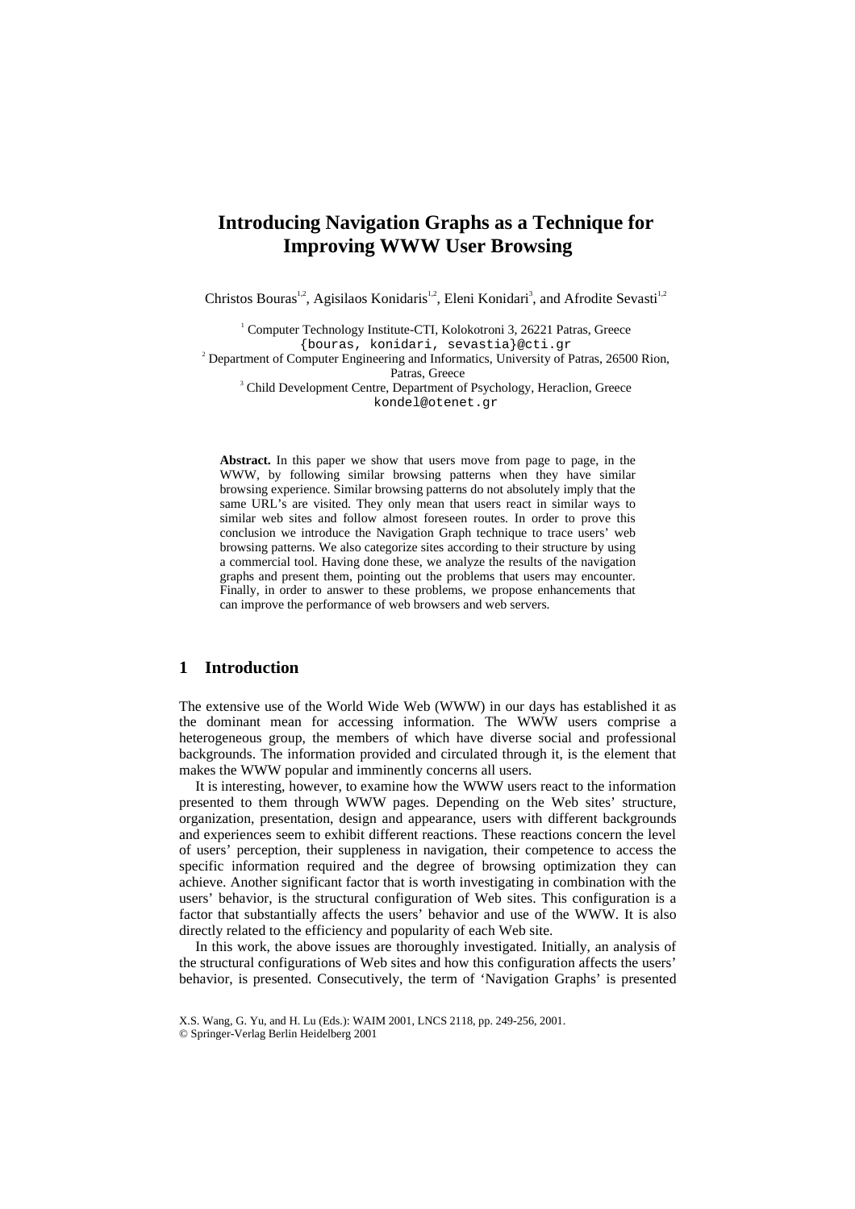# Introducing Navigation Graphs as a Technique for Improving WWW User Browsing

Christos Bouras[1,2], Agisilaos Konidaris[1,2], Eleni Konidari[3], and Afrodite Sevasti[1,2]

[1] Computer Technology Institute-CTI, Kolokotroni 3, 26221 Patras, Greece
{bouras, konidari, sevastia}@cti.gr
[2] Department of Computer Engineering and Informatics, University of Patras, 26500 Rion, Patras, Greece
[3] Child Development Centre, Department of Psychology, Heraclion, Greece
kondel@otenet.gr

**Abstract.** In this paper we show that users move from page to page, in the WWW, by following similar browsing patterns when they have similar browsing experience. Similar browsing patterns do not absolutely imply that the same URL's are visited. They only mean that users react in similar ways to similar web sites and follow almost foreseen routes. In order to prove this conclusion we introduce the Navigation Graph technique to trace users' web browsing patterns. We also categorize sites according to their structure by using a commercial tool. Having done these, we analyze the results of the navigation graphs and present them, pointing out the problems that users may encounter. Finally, in order to answer to these problems, we propose enhancements that can improve the performance of web browsers and web servers.

## 1 Introduction

The extensive use of the World Wide Web (WWW) in our days has established it as the dominant mean for accessing information. The WWW users comprise a heterogeneous group, the members of which have diverse social and professional backgrounds. The information provided and circulated through it, is the element that makes the WWW popular and imminently concerns all users.

It is interesting, however, to examine how the WWW users react to the information presented to them through WWW pages. Depending on the Web sites' structure, organization, presentation, design and appearance, users with different backgrounds and experiences seem to exhibit different reactions. These reactions concern the level of users' perception, their suppleness in navigation, their competence to access the specific information required and the degree of browsing optimization they can achieve. Another significant factor that is worth investigating in combination with the users' behavior, is the structural configuration of Web sites. This configuration is a factor that substantially affects the users' behavior and use of the WWW. It is also directly related to the efficiency and popularity of each Web site.

In this work, the above issues are thoroughly investigated. Initially, an analysis of the structural configurations of Web sites and how this configuration affects the users' behavior, is presented. Consecutively, the term of 'Navigation Graphs' is presented

X.S. Wang, G. Yu, and H. Lu (Eds.): WAIM 2001, LNCS 2118, pp. 249-256, 2001.
© Springer-Verlag Berlin Heidelberg 2001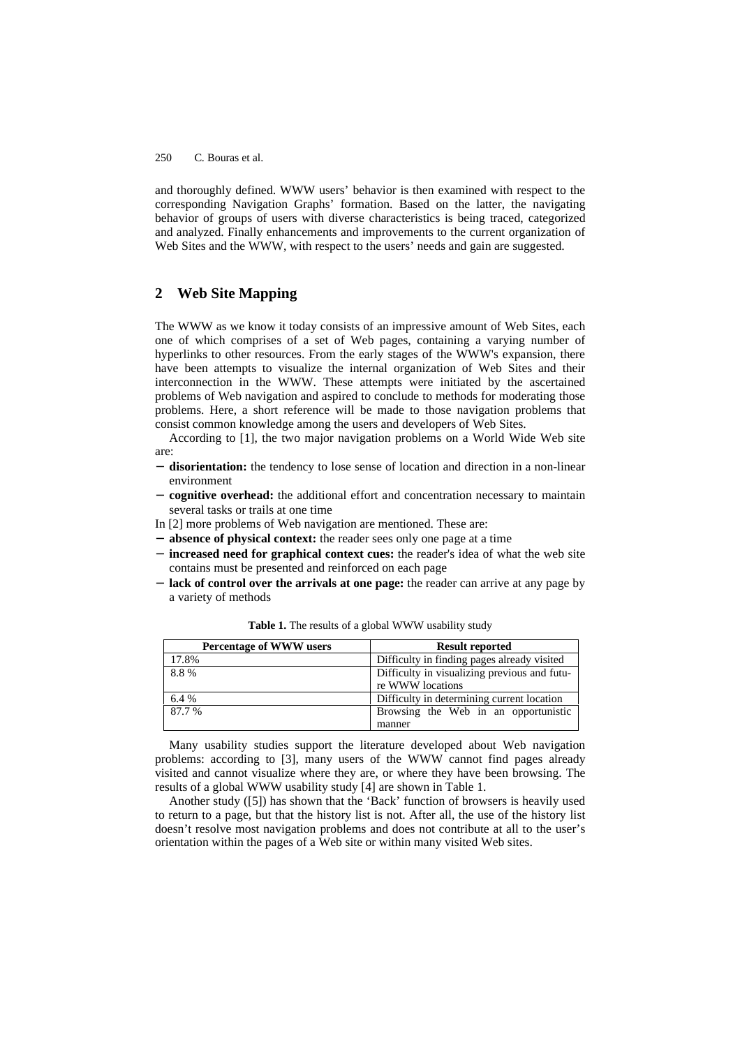and thoroughly defined. WWW users' behavior is then examined with respect to the corresponding Navigation Graphs' formation. Based on the latter, the navigating behavior of groups of users with diverse characteristics is being traced, categorized and analyzed. Finally enhancements and improvements to the current organization of Web Sites and the WWW, with respect to the users' needs and gain are suggested.

## 2 Web Site Mapping

The WWW as we know it today consists of an impressive amount of Web Sites, each one of which comprises of a set of Web pages, containing a varying number of hyperlinks to other resources. From the early stages of the WWW's expansion, there have been attempts to visualize the internal organization of Web Sites and their interconnection in the WWW. These attempts were initiated by the ascertained problems of Web navigation and aspired to conclude to methods for moderating those problems. Here, a short reference will be made to those navigation problems that consist common knowledge among the users and developers of Web Sites.

According to [1], the two major navigation problems on a World Wide Web site are:

- **disorientation:** the tendency to lose sense of location and direction in a non-linear environment
- **cognitive overhead:** the additional effort and concentration necessary to maintain several tasks or trails at one time

In [2] more problems of Web navigation are mentioned. These are:

- **absence of physical context:** the reader sees only one page at a time
- **increased need for graphical context cues:** the reader's idea of what the web site contains must be presented and reinforced on each page
- **lack of control over the arrivals at one page:** the reader can arrive at any page by a variety of methods

**Table 1.** The results of a global WWW usability study

| Percentage of WWW users | Result reported |
|---|---|
| 17.8% | Difficulty in finding pages already visited |
| 8.8 % | Difficulty in visualizing previous and future WWW locations |
| 6.4 % | Difficulty in determining current location |
| 87.7 % | Browsing the Web in an opportunistic manner |

Many usability studies support the literature developed about Web navigation problems: according to [3], many users of the WWW cannot find pages already visited and cannot visualize where they are, or where they have been browsing. The results of a global WWW usability study [4] are shown in Table 1.

Another study ([5]) has shown that the 'Back' function of browsers is heavily used to return to a page, but that the history list is not. After all, the use of the history list doesn't resolve most navigation problems and does not contribute at all to the user's orientation within the pages of a Web site or within many visited Web sites.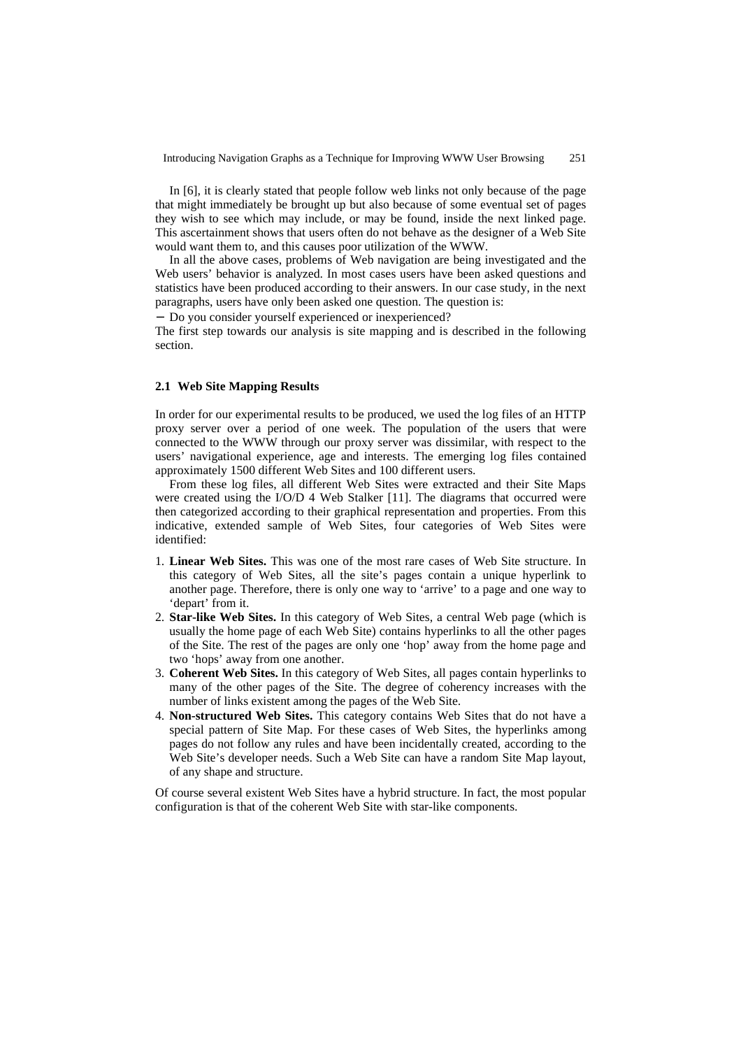In [6], it is clearly stated that people follow web links not only because of the page that might immediately be brought up but also because of some eventual set of pages they wish to see which may include, or may be found, inside the next linked page. This ascertainment shows that users often do not behave as the designer of a Web Site would want them to, and this causes poor utilization of the WWW.

In all the above cases, problems of Web navigation are being investigated and the Web users' behavior is analyzed. In most cases users have been asked questions and statistics have been produced according to their answers. In our case study, in the next paragraphs, users have only been asked one question. The question is:

- Do you consider yourself experienced or inexperienced?

The first step towards our analysis is site mapping and is described in the following section.

### 2.1 Web Site Mapping Results

In order for our experimental results to be produced, we used the log files of an HTTP proxy server over a period of one week. The population of the users that were connected to the WWW through our proxy server was dissimilar, with respect to the users' navigational experience, age and interests. The emerging log files contained approximately 1500 different Web Sites and 100 different users.

From these log files, all different Web Sites were extracted and their Site Maps were created using the I/O/D 4 Web Stalker [11]. The diagrams that occurred were then categorized according to their graphical representation and properties. From this indicative, extended sample of Web Sites, four categories of Web Sites were identified:

1. **Linear Web Sites.** This was one of the most rare cases of Web Site structure. In this category of Web Sites, all the site's pages contain a unique hyperlink to another page. Therefore, there is only one way to 'arrive' to a page and one way to 'depart' from it.
2. **Star-like Web Sites.** In this category of Web Sites, a central Web page (which is usually the home page of each Web Site) contains hyperlinks to all the other pages of the Site. The rest of the pages are only one 'hop' away from the home page and two 'hops' away from one another.
3. **Coherent Web Sites.** In this category of Web Sites, all pages contain hyperlinks to many of the other pages of the Site. The degree of coherency increases with the number of links existent among the pages of the Web Site.
4. **Non-structured Web Sites.** This category contains Web Sites that do not have a special pattern of Site Map. For these cases of Web Sites, the hyperlinks among pages do not follow any rules and have been incidentally created, according to the Web Site's developer needs. Such a Web Site can have a random Site Map layout, of any shape and structure.

Of course several existent Web Sites have a hybrid structure. In fact, the most popular configuration is that of the coherent Web Site with star-like components.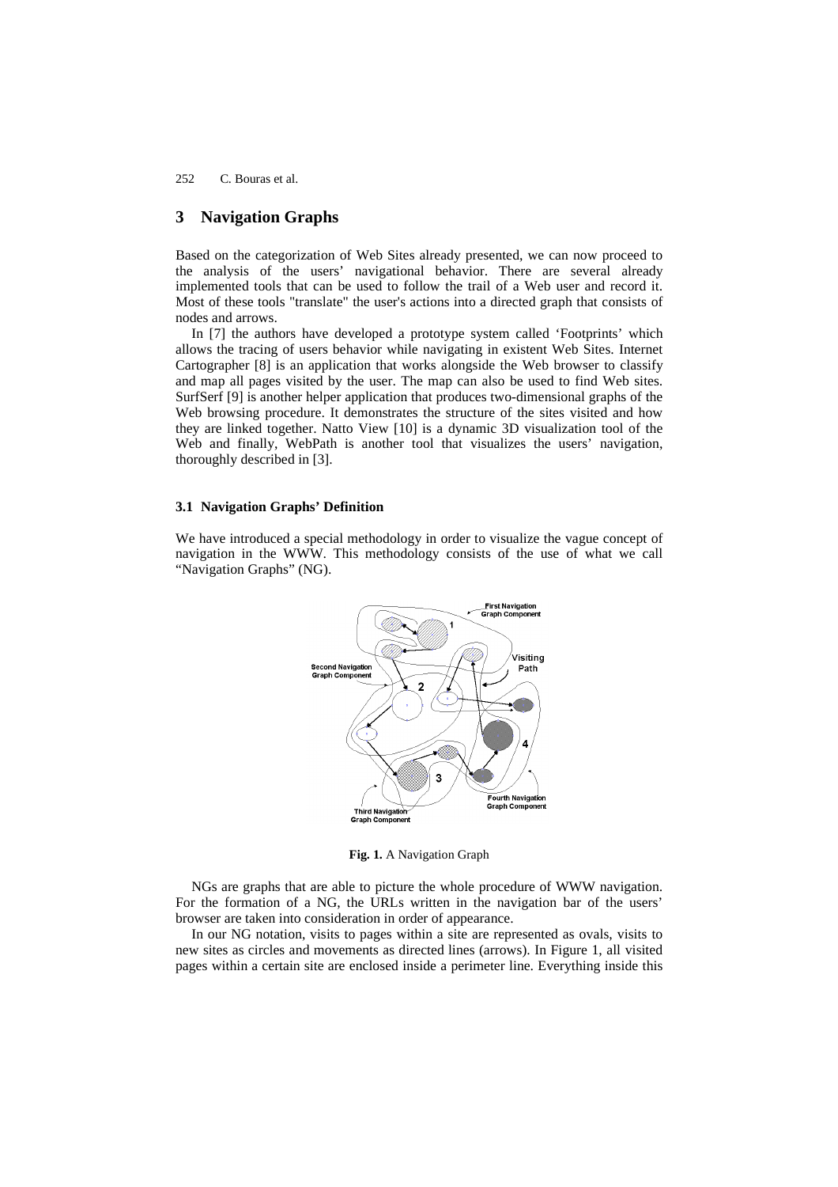## 3 Navigation Graphs

Based on the categorization of Web Sites already presented, we can now proceed to the analysis of the users' navigational behavior. There are several already implemented tools that can be used to follow the trail of a Web user and record it. Most of these tools "translate" the user's actions into a directed graph that consists of nodes and arrows.

In [7] the authors have developed a prototype system called 'Footprints' which allows the tracing of users behavior while navigating in existent Web Sites. Internet Cartographer [8] is an application that works alongside the Web browser to classify and map all pages visited by the user. The map can also be used to find Web sites. SurfSerf [9] is another helper application that produces two-dimensional graphs of the Web browsing procedure. It demonstrates the structure of the sites visited and how they are linked together. Natto View [10] is a dynamic 3D visualization tool of the Web and finally, WebPath is another tool that visualizes the users' navigation, thoroughly described in [3].

### 3.1 Navigation Graphs' Definition

We have introduced a special methodology in order to visualize the vague concept of navigation in the WWW. This methodology consists of the use of what we call "Navigation Graphs" (NG).

**Fig. 1.** A Navigation Graph

NGs are graphs that are able to picture the whole procedure of WWW navigation. For the formation of a NG, the URLs written in the navigation bar of the users' browser are taken into consideration in order of appearance.

In our NG notation, visits to pages within a site are represented as ovals, visits to new sites as circles and movements as directed lines (arrows). In Figure 1, all visited pages within a certain site are enclosed inside a perimeter line. Everything inside this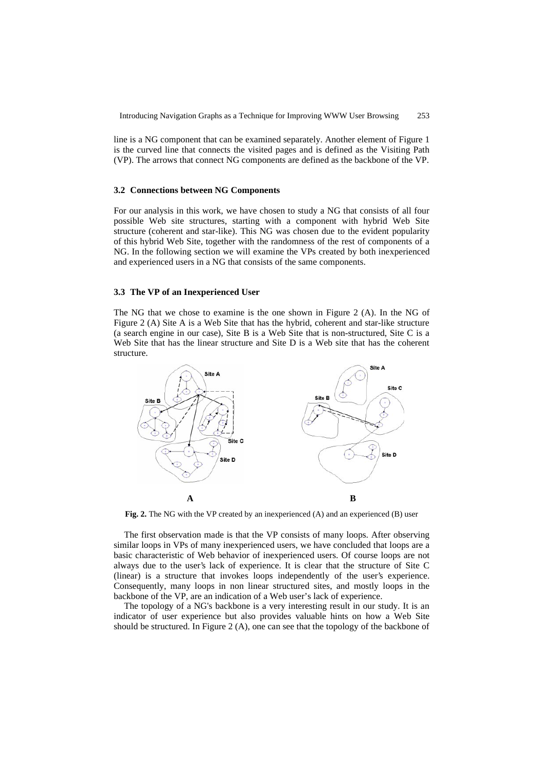line is a NG component that can be examined separately. Another element of Figure 1 is the curved line that connects the visited pages and is defined as the Visiting Path (VP). The arrows that connect NG components are defined as the backbone of the VP.

### 3.2 Connections between NG Components

For our analysis in this work, we have chosen to study a NG that consists of all four possible Web site structures, starting with a component with hybrid Web Site structure (coherent and star-like). This NG was chosen due to the evident popularity of this hybrid Web Site, together with the randomness of the rest of components of a NG. In the following section we will examine the VPs created by both inexperienced and experienced users in a NG that consists of the same components.

### 3.3 The VP of an Inexperienced User

The NG that we chose to examine is the one shown in Figure 2 (A). In the NG of Figure 2 (A) Site A is a Web Site that has the hybrid, coherent and star-like structure (a search engine in our case), Site B is a Web Site that is non-structured, Site C is a Web Site that has the linear structure and Site D is a Web site that has the coherent structure.

**Fig. 2.** The NG with the VP created by an inexperienced (A) and an experienced (B) user

The first observation made is that the VP consists of many loops. After observing similar loops in VPs of many inexperienced users, we have concluded that loops are a basic characteristic of Web behavior of inexperienced users. Of course loops are not always due to the user's lack of experience. It is clear that the structure of Site C (linear) is a structure that invokes loops independently of the user's experience. Consequently, many loops in non linear structured sites, and mostly loops in the backbone of the VP, are an indication of a Web user's lack of experience.

The topology of a NG's backbone is a very interesting result in our study. It is an indicator of user experience but also provides valuable hints on how a Web Site should be structured. In Figure 2 (A), one can see that the topology of the backbone of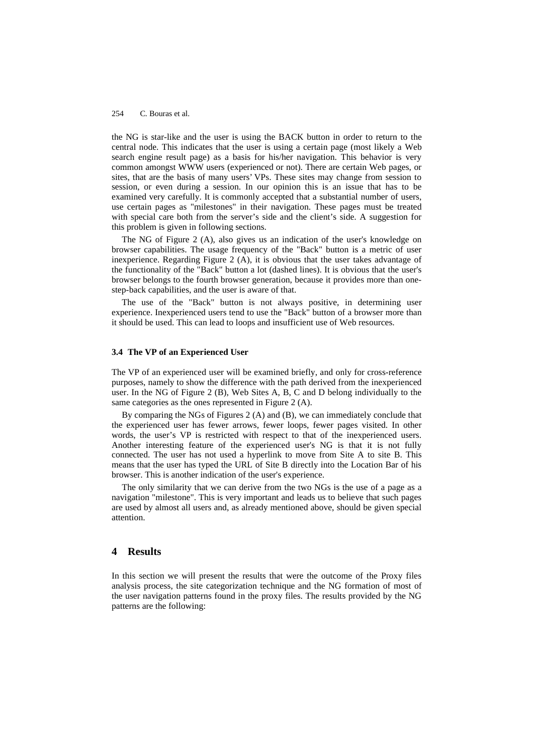the NG is star-like and the user is using the BACK button in order to return to the central node. This indicates that the user is using a certain page (most likely a Web search engine result page) as a basis for his/her navigation. This behavior is very common amongst WWW users (experienced or not). There are certain Web pages, or sites, that are the basis of many users' VPs. These sites may change from session to session, or even during a session. In our opinion this is an issue that has to be examined very carefully. It is commonly accepted that a substantial number of users, use certain pages as "milestones" in their navigation. These pages must be treated with special care both from the server's side and the client's side. A suggestion for this problem is given in following sections.

The NG of Figure 2 (A), also gives us an indication of the user's knowledge on browser capabilities. The usage frequency of the "Back" button is a metric of user inexperience. Regarding Figure 2 (A), it is obvious that the user takes advantage of the functionality of the "Back" button a lot (dashed lines). It is obvious that the user's browser belongs to the fourth browser generation, because it provides more than one-step-back capabilities, and the user is aware of that.

The use of the "Back" button is not always positive, in determining user experience. Inexperienced users tend to use the "Back" button of a browser more than it should be used. This can lead to loops and insufficient use of Web resources.

### 3.4 The VP of an Experienced User

The VP of an experienced user will be examined briefly, and only for cross-reference purposes, namely to show the difference with the path derived from the inexperienced user. In the NG of Figure 2 (B), Web Sites A, B, C and D belong individually to the same categories as the ones represented in Figure 2 (A).

By comparing the NGs of Figures 2 (A) and (B), we can immediately conclude that the experienced user has fewer arrows, fewer loops, fewer pages visited. In other words, the user's VP is restricted with respect to that of the inexperienced users. Another interesting feature of the experienced user's NG is that it is not fully connected. The user has not used a hyperlink to move from Site A to site B. This means that the user has typed the URL of Site B directly into the Location Bar of his browser. This is another indication of the user's experience.

The only similarity that we can derive from the two NGs is the use of a page as a navigation "milestone". This is very important and leads us to believe that such pages are used by almost all users and, as already mentioned above, should be given special attention.

## 4 Results

In this section we will present the results that were the outcome of the Proxy files analysis process, the site categorization technique and the NG formation of most of the user navigation patterns found in the proxy files. The results provided by the NG patterns are the following: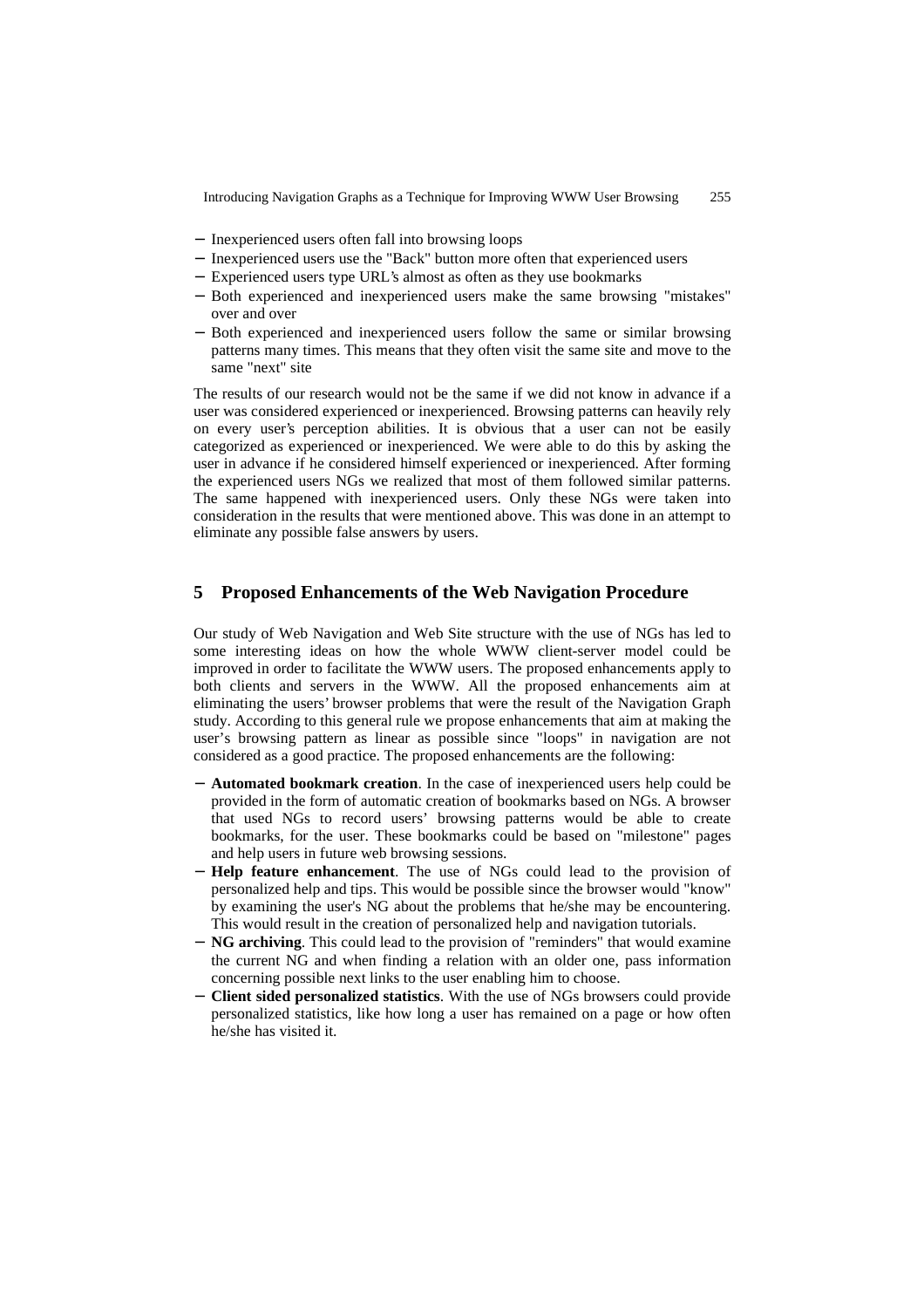- Inexperienced users often fall into browsing loops
- Inexperienced users use the "Back" button more often that experienced users
- Experienced users type URL's almost as often as they use bookmarks
- Both experienced and inexperienced users make the same browsing "mistakes" over and over
- Both experienced and inexperienced users follow the same or similar browsing patterns many times. This means that they often visit the same site and move to the same "next" site

The results of our research would not be the same if we did not know in advance if a user was considered experienced or inexperienced. Browsing patterns can heavily rely on every user's perception abilities. It is obvious that a user can not be easily categorized as experienced or inexperienced. We were able to do this by asking the user in advance if he considered himself experienced or inexperienced. After forming the experienced users NGs we realized that most of them followed similar patterns. The same happened with inexperienced users. Only these NGs were taken into consideration in the results that were mentioned above. This was done in an attempt to eliminate any possible false answers by users.

## 5 Proposed Enhancements of the Web Navigation Procedure

Our study of Web Navigation and Web Site structure with the use of NGs has led to some interesting ideas on how the whole WWW client-server model could be improved in order to facilitate the WWW users. The proposed enhancements apply to both clients and servers in the WWW. All the proposed enhancements aim at eliminating the users' browser problems that were the result of the Navigation Graph study. According to this general rule we propose enhancements that aim at making the user's browsing pattern as linear as possible since "loops" in navigation are not considered as a good practice. The proposed enhancements are the following:

- **Automated bookmark creation**. In the case of inexperienced users help could be provided in the form of automatic creation of bookmarks based on NGs. A browser that used NGs to record users' browsing patterns would be able to create bookmarks, for the user. These bookmarks could be based on "milestone" pages and help users in future web browsing sessions.
- **Help feature enhancement**. The use of NGs could lead to the provision of personalized help and tips. This would be possible since the browser would "know" by examining the user's NG about the problems that he/she may be encountering. This would result in the creation of personalized help and navigation tutorials.
- **NG archiving**. This could lead to the provision of "reminders" that would examine the current NG and when finding a relation with an older one, pass information concerning possible next links to the user enabling him to choose.
- **Client sided personalized statistics**. With the use of NGs browsers could provide personalized statistics, like how long a user has remained on a page or how often he/she has visited it.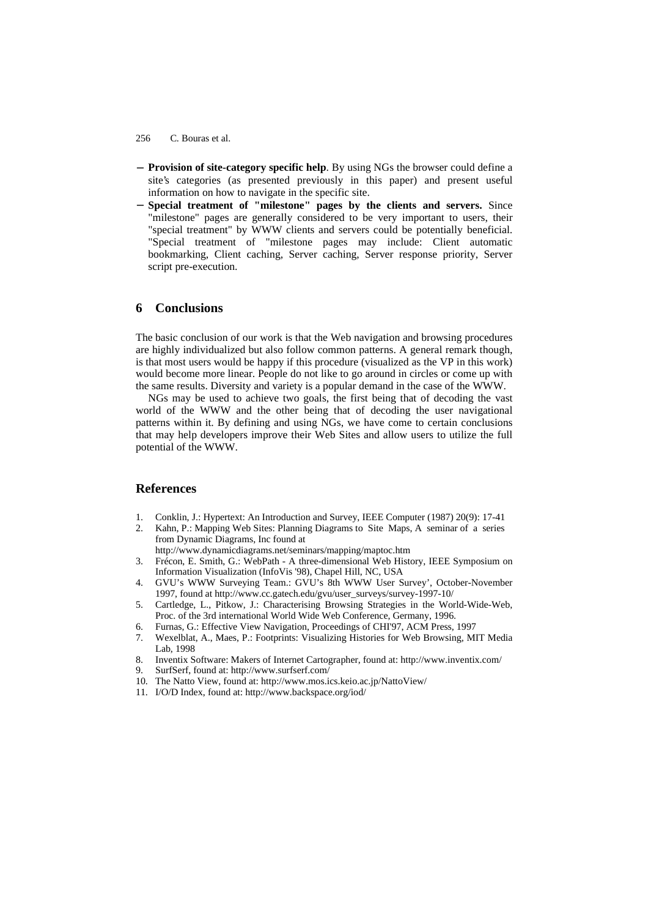- **Provision of site-category specific help**. By using NGs the browser could define a site's categories (as presented previously in this paper) and present useful information on how to navigate in the specific site.
- **Special treatment of "milestone" pages by the clients and servers.** Since "milestone" pages are generally considered to be very important to users, their "special treatment" by WWW clients and servers could be potentially beneficial. "Special treatment of "milestone pages may include: Client automatic bookmarking, Client caching, Server caching, Server response priority, Server script pre-execution.

## 6 Conclusions

The basic conclusion of our work is that the Web navigation and browsing procedures are highly individualized but also follow common patterns. A general remark though, is that most users would be happy if this procedure (visualized as the VP in this work) would become more linear. People do not like to go around in circles or come up with the same results. Diversity and variety is a popular demand in the case of the WWW.

NGs may be used to achieve two goals, the first being that of decoding the vast world of the WWW and the other being that of decoding the user navigational patterns within it. By defining and using NGs, we have come to certain conclusions that may help developers improve their Web Sites and allow users to utilize the full potential of the WWW.

## References

1. Conklin, J.: Hypertext: An Introduction and Survey, IEEE Computer (1987) 20(9): 17-41
2. Kahn, P.: Mapping Web Sites: Planning Diagrams to Site Maps, A seminar of a series from Dynamic Diagrams, Inc found at http://www.dynamicdiagrams.net/seminars/mapping/maptoc.htm
3. Frécon, E. Smith, G.: WebPath - A three-dimensional Web History, IEEE Symposium on Information Visualization (InfoVis '98), Chapel Hill, NC, USA
4. GVU's WWW Surveying Team.: GVU's 8th WWW User Survey', October-November 1997, found at http://www.cc.gatech.edu/gvu/user_surveys/survey-1997-10/
5. Cartledge, L., Pitkow, J.: Characterising Browsing Strategies in the World-Wide-Web, Proc. of the 3rd international World Wide Web Conference, Germany, 1996.
6. Furnas, G.: Effective View Navigation, Proceedings of CHI'97, ACM Press, 1997
7. Wexelblat, A., Maes, P.: Footprints: Visualizing Histories for Web Browsing, MIT Media Lab, 1998
8. Inventix Software: Makers of Internet Cartographer, found at: http://www.inventix.com/
9. SurfSerf, found at: http://www.surfserf.com/
10. The Natto View, found at: http://www.mos.ics.keio.ac.jp/NattoView/
11. I/O/D Index, found at: http://www.backspace.org/iod/